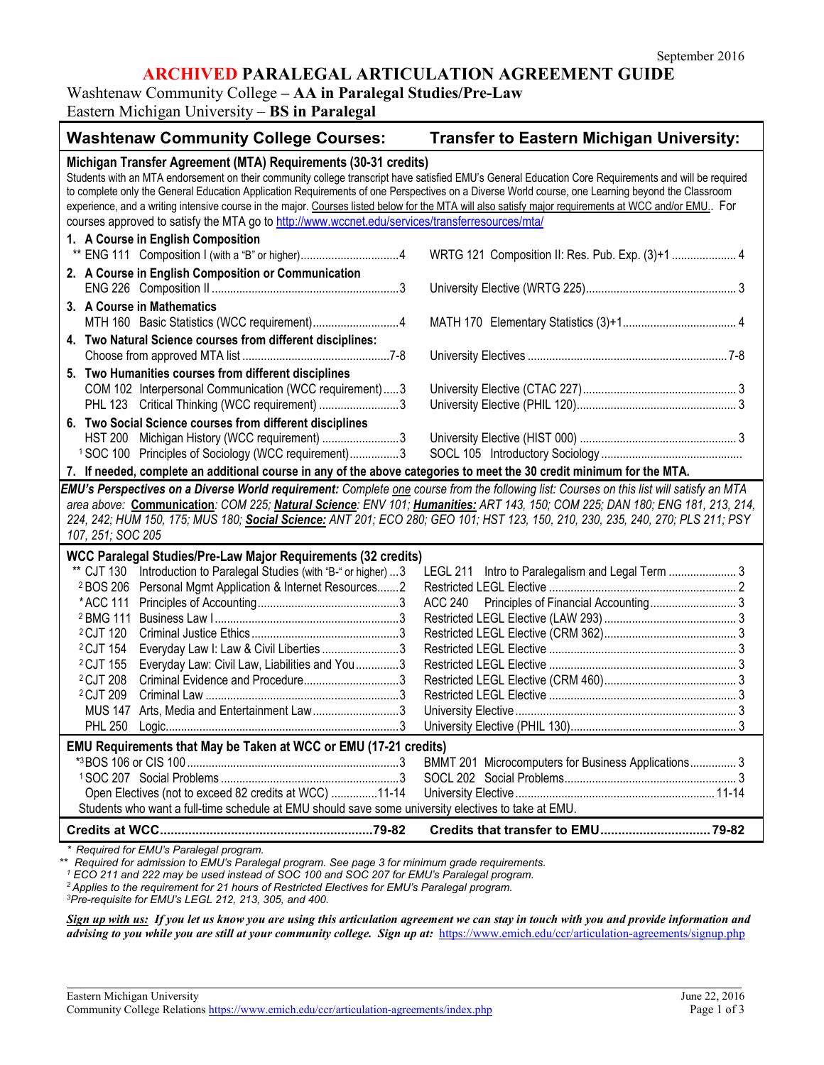September 2016

# ARCHIVED PARALEGAL ARTICULATION AGREEMENT GUIDE

Washtenaw Community College – **AA in Paralegal Studies/Pre-Law**
Eastern Michigan University – **BS in Paralegal**

| Washtenaw Community College Courses: | Transfer to Eastern Michigan University: |
|---|---|
| **Michigan Transfer Agreement (MTA) Requirements (30-31 credits)** | |
| Students with an MTA endorsement on their community college transcript have satisfied EMU's General Education Core Requirements and will be required to complete only the General Education Application Requirements of one Perspectives on a Diverse World course, one Learning beyond the Classroom experience, and a writing intensive course in the major. Courses listed below for the MTA will also satisfy major requirements at WCC and/or EMU.. For courses approved to satisfy the MTA go to http://www.wccnet.edu/services/transferresources/mta/ | |
| **1. A Course in English Composition** | |
| ** ENG 111 Composition I (with a "B" or higher) ... 4 | WRTG 121 Composition II: Res. Pub. Exp. (3)+1 ... 4 |
| **2. A Course in English Composition or Communication** | |
| ENG 226 Composition II ... 3 | University Elective (WRTG 225) ... 3 |
| **3. A Course in Mathematics** | |
| MTH 160 Basic Statistics (WCC requirement) ... 4 | MATH 170 Elementary Statistics (3)+1 ... 4 |
| **4. Two Natural Science courses from different disciplines:** | |
| Choose from approved MTA list ... 7-8 | University Electives ... 7-8 |
| **5. Two Humanities courses from different disciplines** | |
| COM 102 Interpersonal Communication (WCC requirement) ... 3 | University Elective (CTAC 227) ... 3 |
| PHL 123 Critical Thinking (WCC requirement) ... 3 | University Elective (PHIL 120) ... 3 |
| **6. Two Social Science courses from different disciplines** | |
| HST 200 Michigan History (WCC requirement) ... 3 | University Elective (HIST 000) ... 3 |
| [1] SOC 100 Principles of Sociology (WCC requirement) ... 3 | SOCL 105 Introductory Sociology ... |
| **7. If needed, complete an additional course in any of the above categories to meet the 30 credit minimum for the MTA.** | |
| ***EMU's Perspectives on a Diverse World requirement:*** *Complete one course from the following list: Courses on this list will satisfy an MTA area above:* ***Communication****: COM 225;* ***Natural Science****: ENV 101;* ***Humanities:*** *ART 143, 150; COM 225; DAN 180; ENG 181, 213, 214, 224, 242; HUM 150, 175; MUS 180;* ***Social Science:*** *ANT 201; ECO 280; GEO 101; HST 123, 150, 210, 230, 235, 240, 270; PLS 211; PSY 107, 251; SOC 205* | |
| **WCC Paralegal Studies/Pre-Law Major Requirements (32 credits)** | |
| ** CJT 130 Introduction to Paralegal Studies (with "B-" or higher) ... 3 | LEGL 211 Intro to Paralegalism and Legal Term ... 3 |
| [2] BOS 206 Personal Mgmt Application & Internet Resources ... 2 | Restricted LEGL Elective ... 2 |
| * ACC 111 Principles of Accounting ... 3 | ACC 240 Principles of Financial Accounting ... 3 |
| [2] BMG 111 Business Law I ... 3 | Restricted LEGL Elective (LAW 293) ... 3 |
| [2] CJT 120 Criminal Justice Ethics ... 3 | Restricted LEGL Elective (CRM 362) ... 3 |
| [2] CJT 154 Everyday Law I: Law & Civil Liberties ... 3 | Restricted LEGL Elective ... 3 |
| [2] CJT 155 Everyday Law: Civil Law, Liabilities and You ... 3 | Restricted LEGL Elective ... 3 |
| [2] CJT 208 Criminal Evidence and Procedure ... 3 | Restricted LEGL Elective (CRM 460) ... 3 |
| [2] CJT 209 Criminal Law ... 3 | Restricted LEGL Elective ... 3 |
| MUS 147 Arts, Media and Entertainment Law ... 3 | University Elective ... 3 |
| PHL 250 Logic ... 3 | University Elective (PHIL 130) ... 3 |
| **EMU Requirements that May be Taken at WCC or EMU (17-21 credits)** | |
| *[3] BOS 106 or CIS 100 ... 3 | BMMT 201 Microcomputers for Business Applications ... 3 |
| [1] SOC 207 Social Problems ... 3 | SOCL 202 Social Problems ... 3 |
| Open Electives (not to exceed 82 credits at WCC) ... 11-14 | University Elective ... 11-14 |
| Students who want a full-time schedule at EMU should save some university electives to take at EMU. | |
| **Credits at WCC ... 79-82** | **Credits that transfer to EMU ... 79-82** |

\* *Required for EMU's Paralegal program.*
\** *Required for admission to EMU's Paralegal program. See page 3 for minimum grade requirements.*
[1] *ECO 211 and 222 may be used instead of SOC 100 and SOC 207 for EMU's Paralegal program.*
[2] *Applies to the requirement for 21 hours of Restricted Electives for EMU's Paralegal program.*
[3] *Pre-requisite for EMU's LEGL 212, 213, 305, and 400.*

***Sign up with us:*** ***If you let us know you are using this articulation agreement we can stay in touch with you and provide information and advising to you while you are still at your community college. Sign up at:*** https://www.emich.edu/ccr/articulation-agreements/signup.php

Eastern Michigan University
Community College Relations https://www.emich.edu/ccr/articulation-agreements/index.php

June 22, 2016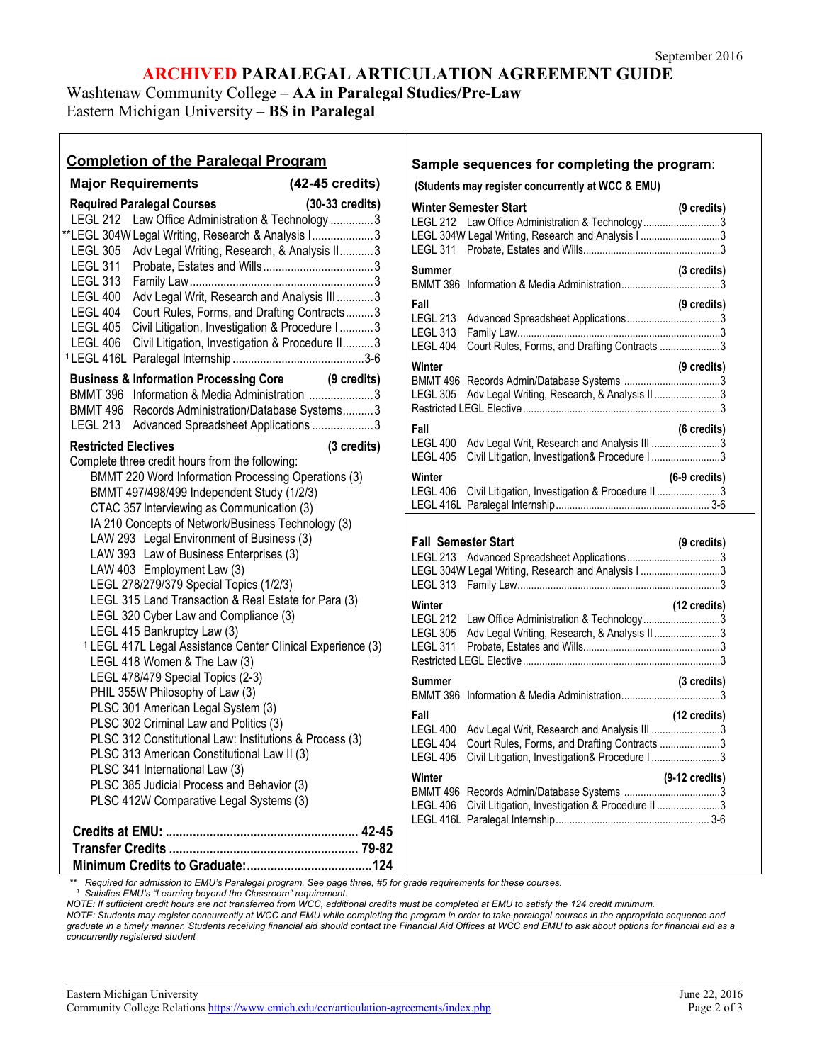September 2016

# ARCHIVED PARALEGAL ARTICULATION AGREEMENT GUIDE

Washtenaw Community College **– AA in Paralegal Studies/Pre-Law**
Eastern Michigan University – **BS in Paralegal**

## Completion of the Paralegal Program

### Major Requirements (42-45 credits)

**Required Paralegal Courses (30-33 credits)**

| Course | Title | Credits |
|---|---|---|
| LEGL 212 | Law Office Administration & Technology | 3 |
| **LEGL 304W | Legal Writing, Research & Analysis I | 3 |
| LEGL 305 | Adv Legal Writing, Research, & Analysis II | 3 |
| LEGL 311 | Probate, Estates and Wills | 3 |
| LEGL 313 | Family Law | 3 |
| LEGL 400 | Adv Legal Writ, Research and Analysis III | 3 |
| LEGL 404 | Court Rules, Forms, and Drafting Contracts | 3 |
| LEGL 405 | Civil Litigation, Investigation & Procedure I | 3 |
| LEGL 406 | Civil Litigation, Investigation & Procedure II | 3 |
| [1] LEGL 416L | Paralegal Internship | 3-6 |

**Business & Information Processing Core (9 credits)**

| Course | Title | Credits |
|---|---|---|
| BMMT 396 | Information & Media Administration | 3 |
| BMMT 496 | Records Administration/Database Systems | 3 |
| LEGL 213 | Advanced Spreadsheet Applications | 3 |

**Restricted Electives (3 credits)**

Complete three credit hours from the following:

- BMMT 220 Word Information Processing Operations (3)
- BMMT 497/498/499 Independent Study (1/2/3)
- CTAC 357 Interviewing as Communication (3)
- IA 210 Concepts of Network/Business Technology (3)
- LAW 293 Legal Environment of Business (3)
- LAW 393 Law of Business Enterprises (3)
- LAW 403 Employment Law (3)
- LEGL 278/279/379 Special Topics (1/2/3)
- LEGL 315 Land Transaction & Real Estate for Para (3)
- LEGL 320 Cyber Law and Compliance (3)
- LEGL 415 Bankruptcy Law (3)
- [1] LEGL 417L Legal Assistance Center Clinical Experience (3)
- LEGL 418 Women & The Law (3)
- LEGL 478/479 Special Topics (2-3)
- PHIL 355W Philosophy of Law (3)
- PLSC 301 American Legal System (3)
- PLSC 302 Criminal Law and Politics (3)
- PLSC 312 Constitutional Law: Institutions & Process (3)
- PLSC 313 American Constitutional Law II (3)
- PLSC 341 International Law (3)
- PLSC 385 Judicial Process and Behavior (3)
- PLSC 412W Comparative Legal Systems (3)

| | |
|---|---|
| **Credits at EMU:** | **42-45** |
| **Transfer Credits** | **79-82** |
| **Minimum Credits to Graduate:** | **124** |

## Sample sequences for completing the program:

**(Students may register concurrently at WCC & EMU)**

### Winter Semester Start

| Term / Course | Title | Credits |
|---|---|---|
| **Winter Semester Start** | | **(9 credits)** |
| LEGL 212 | Law Office Administration & Technology | 3 |
| LEGL 304W | Legal Writing, Research and Analysis I | 3 |
| LEGL 311 | Probate, Estates and Wills | 3 |
| **Summer** | | **(3 credits)** |
| BMMT 396 | Information & Media Administration | 3 |
| **Fall** | | **(9 credits)** |
| LEGL 213 | Advanced Spreadsheet Applications | 3 |
| LEGL 313 | Family Law | 3 |
| LEGL 404 | Court Rules, Forms, and Drafting Contracts | 3 |
| **Winter** | | **(9 credits)** |
| BMMT 496 | Records Admin/Database Systems | 3 |
| LEGL 305 | Adv Legal Writing, Research, & Analysis II | 3 |
| Restricted LEGL Elective | | 3 |
| **Fall** | | **(6 credits)** |
| LEGL 400 | Adv Legal Writ, Research and Analysis III | 3 |
| LEGL 405 | Civil Litigation, Investigation& Procedure I | 3 |
| **Winter** | | **(6-9 credits)** |
| LEGL 406 | Civil Litigation, Investigation & Procedure II | 3 |
| LEGL 416L | Paralegal Internship | 3-6 |

### Fall Semester Start

| Term / Course | Title | Credits |
|---|---|---|
| **Fall Semester Start** | | **(9 credits)** |
| LEGL 213 | Advanced Spreadsheet Applications | 3 |
| LEGL 304W | Legal Writing, Research and Analysis I | 3 |
| LEGL 313 | Family Law | 3 |
| **Winter** | | **(12 credits)** |
| LEGL 212 | Law Office Administration & Technology | 3 |
| LEGL 305 | Adv Legal Writing, Research, & Analysis II | 3 |
| LEGL 311 | Probate, Estates and Wills | 3 |
| Restricted LEGL Elective | | 3 |
| **Summer** | | **(3 credits)** |
| BMMT 396 | Information & Media Administration | 3 |
| **Fall** | | **(12 credits)** |
| LEGL 400 | Adv Legal Writ, Research and Analysis III | 3 |
| LEGL 404 | Court Rules, Forms, and Drafting Contracts | 3 |
| LEGL 405 | Civil Litigation, Investigation& Procedure I | 3 |
| **Winter** | | **(9-12 credits)** |
| BMMT 496 | Records Admin/Database Systems | 3 |
| LEGL 406 | Civil Litigation, Investigation & Procedure II | 3 |
| LEGL 416L | Paralegal Internship | 3-6 |

*\*\* Required for admission to EMU's Paralegal program. See page three, #5 for grade requirements for these courses.*
*[1] Satisfies EMU's "Learning beyond the Classroom" requirement.*
*NOTE: If sufficient credit hours are not transferred from WCC, additional credits must be completed at EMU to satisfy the 124 credit minimum.*
*NOTE: Students may register concurrently at WCC and EMU while completing the program in order to take paralegal courses in the appropriate sequence and graduate in a timely manner. Students receiving financial aid should contact the Financial Aid Offices at WCC and EMU to ask about options for financial aid as a concurrently registered student*

Eastern Michigan University
Community College Relations https://www.emich.edu/ccr/articulation-agreements/index.php
June 22, 2016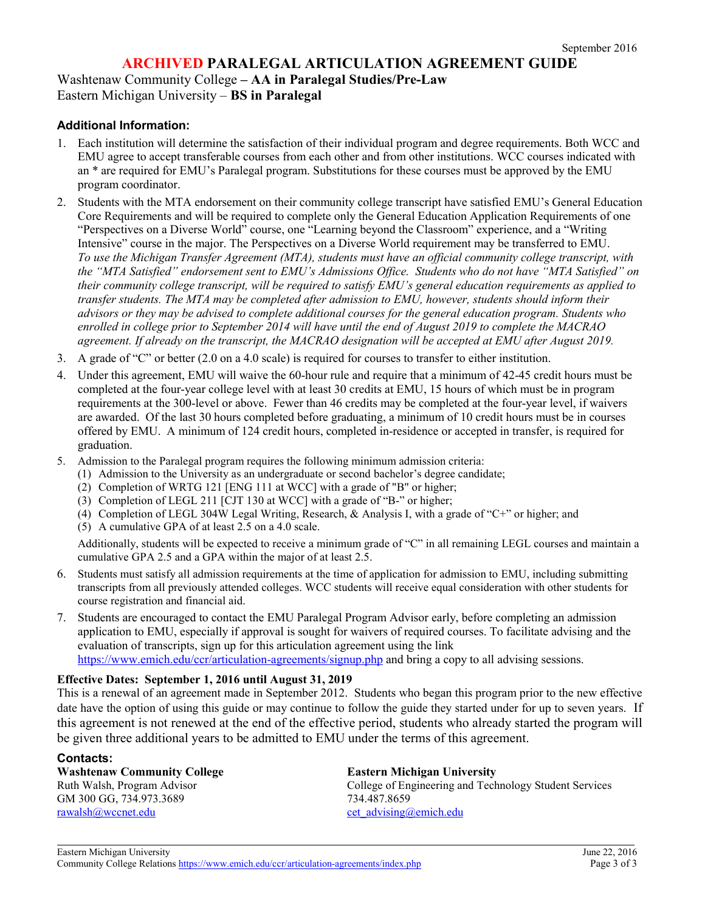September 2016

# ARCHIVED PARALEGAL ARTICULATION AGREEMENT GUIDE

Washtenaw Community College – **AA in Paralegal Studies/Pre-Law**
Eastern Michigan University – **BS in Paralegal**

### Additional Information:

1. Each institution will determine the satisfaction of their individual program and degree requirements. Both WCC and EMU agree to accept transferable courses from each other and from other institutions. WCC courses indicated with an * are required for EMU's Paralegal program. Substitutions for these courses must be approved by the EMU program coordinator.
2. Students with the MTA endorsement on their community college transcript have satisfied EMU's General Education Core Requirements and will be required to complete only the General Education Application Requirements of one "Perspectives on a Diverse World" course, one "Learning beyond the Classroom" experience, and a "Writing Intensive" course in the major. The Perspectives on a Diverse World requirement may be transferred to EMU. *To use the Michigan Transfer Agreement (MTA), students must have an official community college transcript, with the "MTA Satisfied" endorsement sent to EMU's Admissions Office. Students who do not have "MTA Satisfied" on their community college transcript, will be required to satisfy EMU's general education requirements as applied to transfer students. The MTA may be completed after admission to EMU, however, students should inform their advisors or they may be advised to complete additional courses for the general education program. Students who enrolled in college prior to September 2014 will have until the end of August 2019 to complete the MACRAO agreement. If already on the transcript, the MACRAO designation will be accepted at EMU after August 2019.*
3. A grade of "C" or better (2.0 on a 4.0 scale) is required for courses to transfer to either institution.
4. Under this agreement, EMU will waive the 60-hour rule and require that a minimum of 42-45 credit hours must be completed at the four-year college level with at least 30 credits at EMU, 15 hours of which must be in program requirements at the 300-level or above. Fewer than 46 credits may be completed at the four-year level, if waivers are awarded. Of the last 30 hours completed before graduating, a minimum of 10 credit hours must be in courses offered by EMU. A minimum of 124 credit hours, completed in-residence or accepted in transfer, is required for graduation.
5. Admission to the Paralegal program requires the following minimum admission criteria:
   (1) Admission to the University as an undergraduate or second bachelor's degree candidate;
   (2) Completion of WRTG 121 [ENG 111 at WCC] with a grade of "B" or higher;
   (3) Completion of LEGL 211 [CJT 130 at WCC] with a grade of "B-" or higher;
   (4) Completion of LEGL 304W Legal Writing, Research, & Analysis I, with a grade of "C+" or higher; and
   (5) A cumulative GPA of at least 2.5 on a 4.0 scale.

   Additionally, students will be expected to receive a minimum grade of "C" in all remaining LEGL courses and maintain a cumulative GPA 2.5 and a GPA within the major of at least 2.5.
6. Students must satisfy all admission requirements at the time of application for admission to EMU, including submitting transcripts from all previously attended colleges. WCC students will receive equal consideration with other students for course registration and financial aid.
7. Students are encouraged to contact the EMU Paralegal Program Advisor early, before completing an admission application to EMU, especially if approval is sought for waivers of required courses. To facilitate advising and the evaluation of transcripts, sign up for this articulation agreement using the link https://www.emich.edu/ccr/articulation-agreements/signup.php and bring a copy to all advising sessions.

**Effective Dates: September 1, 2016 until August 31, 2019**

This is a renewal of an agreement made in September 2012. Students who began this program prior to the new effective date have the option of using this guide or may continue to follow the guide they started under for up to seven years. If this agreement is not renewed at the end of the effective period, students who already started the program will be given three additional years to be admitted to EMU under the terms of this agreement.

### Contacts:

**Washtenaw Community College**
Ruth Walsh, Program Advisor
GM 300 GG, 734.973.3689
rawalsh@wccnet.edu

**Eastern Michigan University**
College of Engineering and Technology Student Services
734.487.8659
cet_advising@emich.edu

Eastern Michigan University
Community College Relations https://www.emich.edu/ccr/articulation-agreements/index.php
June 22, 2016